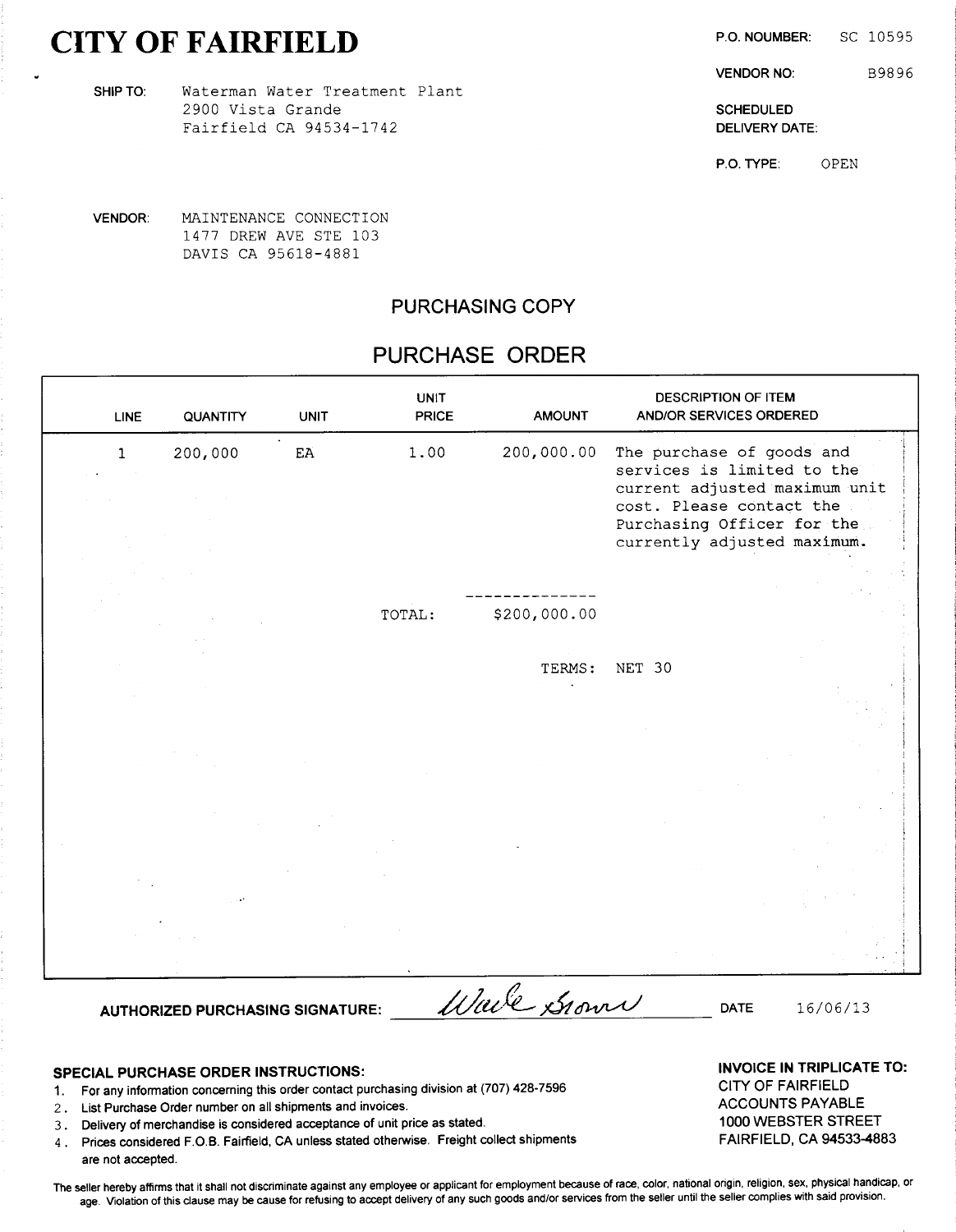# CITY OF FAIRFIELD

**P.O. NOUMBER:** SC 10595

**VENDOR NO:** B9896

**SCHEDULED DELIVERY DATE:**

**P.O. TYPE:** OPEN

**SHIP TO:** Waterman Water Treatment Plant
2900 Vista Grande
Fairfield CA 94534-1742

**VENDOR:** MAINTENANCE CONNECTION
1477 DREW AVE STE 103
DAVIS CA 95618-4881

## PURCHASING COPY

## PURCHASE ORDER

| LINE | QUANTITY | UNIT | UNIT PRICE | AMOUNT | DESCRIPTION OF ITEM AND/OR SERVICES ORDERED |
|---|---|---|---|---|---|
| 1 | 200,000 | EA | 1.00 | 200,000.00 | The purchase of goods and services is limited to the current adjusted maximum unit cost. Please contact the Purchasing Officer for the currently adjusted maximum. |
| | | | TOTAL: | $200,000.00 | |
| | | | | TERMS: | NET 30 |

**AUTHORIZED PURCHASING SIGNATURE:** Wade Brown **DATE** 16/06/13

**SPECIAL PURCHASE ORDER INSTRUCTIONS:**

1. For any information concerning this order contact purchasing division at (707) 428-7596
2. List Purchase Order number on all shipments and invoices.
3. Delivery of merchandise is considered acceptance of unit price as stated.
4. Prices considered F.O.B. Fairfield, CA unless stated otherwise. Freight collect shipments are not accepted.

**INVOICE IN TRIPLICATE TO:**
CITY OF FAIRFIELD
ACCOUNTS PAYABLE
1000 WEBSTER STREET
FAIRFIELD, CA 94533-4883

The seller hereby affirms that it shall not discriminate against any employee or applicant for employment because of race, color, national origin, religion, sex, physical handicap, or age. Violation of this clause may be cause for refusing to accept delivery of any such goods and/or services from the seller until the seller complies with said provision.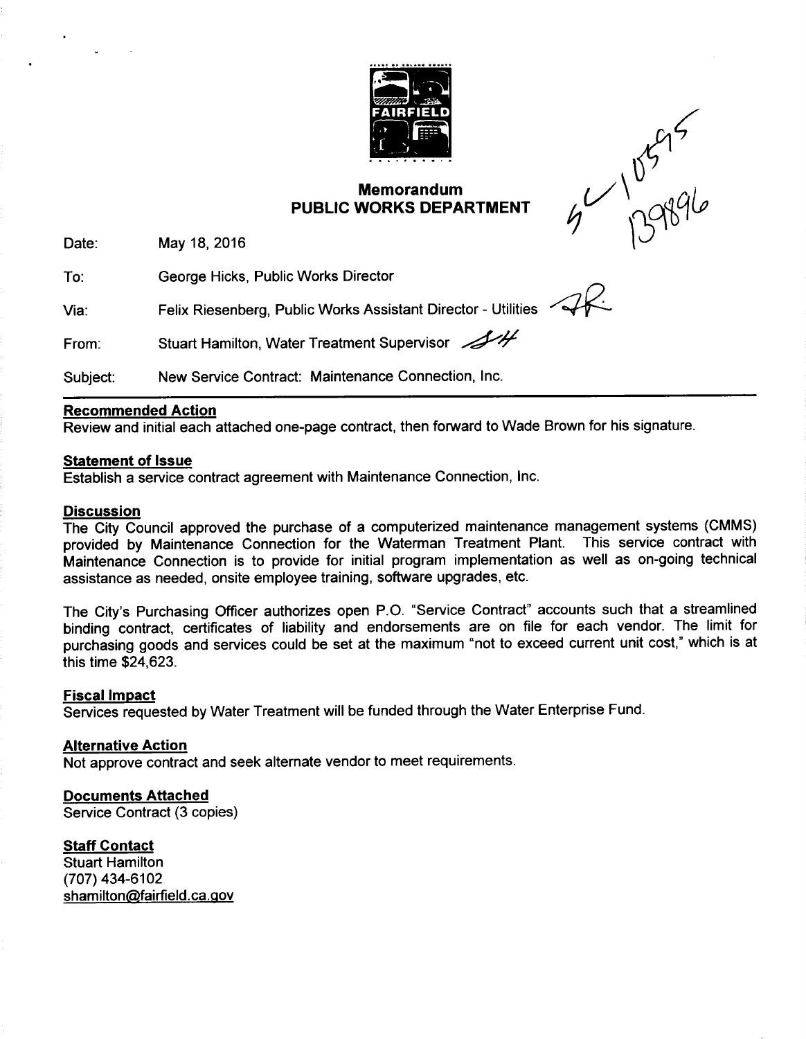# Memorandum
## PUBLIC WORKS DEPARTMENT

SC 10595
139896

| | |
|---|---|
| Date: | May 18, 2016 |
| To: | George Hicks, Public Works Director |
| Via: | Felix Riesenberg, Public Works Assistant Director - Utilities |
| From: | Stuart Hamilton, Water Treatment Supervisor |
| Subject: | New Service Contract: Maintenance Connection, Inc. |

**Recommended Action**

Review and initial each attached one-page contract, then forward to Wade Brown for his signature.

**Statement of Issue**

Establish a service contract agreement with Maintenance Connection, Inc.

**Discussion**

The City Council approved the purchase of a computerized maintenance management systems (CMMS) provided by Maintenance Connection for the Waterman Treatment Plant. This service contract with Maintenance Connection is to provide for initial program implementation as well as on-going technical assistance as needed, onsite employee training, software upgrades, etc.

The City's Purchasing Officer authorizes open P.O. "Service Contract" accounts such that a streamlined binding contract, certificates of liability and endorsements are on file for each vendor. The limit for purchasing goods and services could be set at the maximum "not to exceed current unit cost," which is at this time $24,623.

**Fiscal Impact**

Services requested by Water Treatment will be funded through the Water Enterprise Fund.

**Alternative Action**

Not approve contract and seek alternate vendor to meet requirements.

**Documents Attached**

Service Contract (3 copies)

**Staff Contact**

Stuart Hamilton
(707) 434-6102
shamilton@fairfield.ca.gov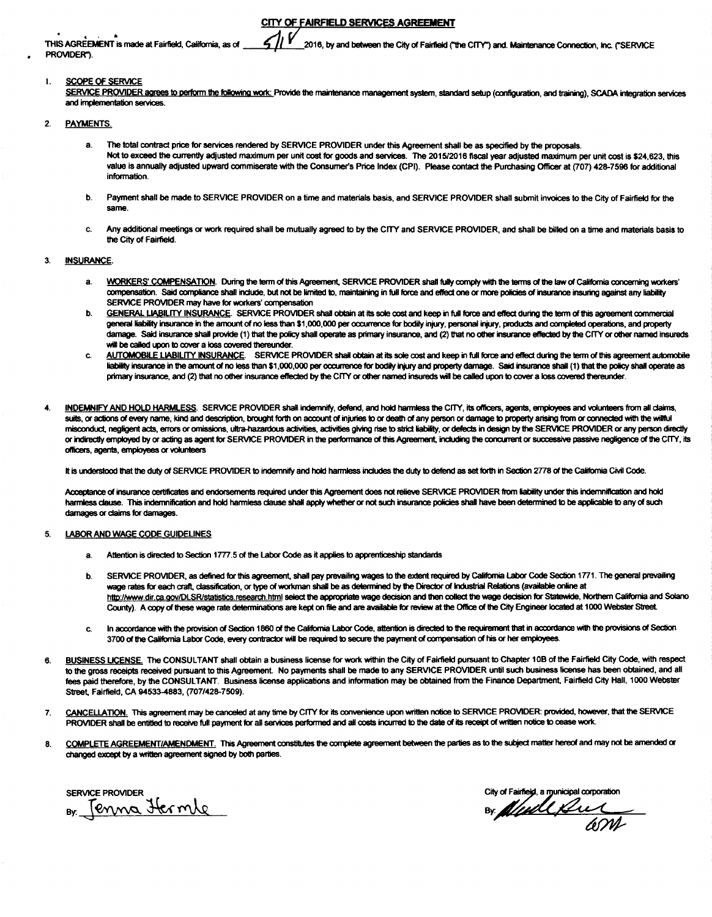# CITY OF FAIRFIELD SERVICES AGREEMENT

THIS AGREEMENT is made at Fairfield, California, as of 5/1 2016, by and between the City of Fairfield ("the CITY") and. Maintenance Connection, Inc. ("SERVICE PROVIDER").

1. **SCOPE OF SERVICE**
   SERVICE PROVIDER agrees to perform the following work: Provide the maintenance management system, standard setup (configuration, and training), SCADA integration services and implementation services.

2. **PAYMENTS.**

   a. The total contract price for services rendered by SERVICE PROVIDER under this Agreement shall be as specified by the proposals.
   Not to exceed the currently adjusted maximum per unit cost for goods and services. The 2015/2016 fiscal year adjusted maximum per unit cost is $24,623, this value is annually adjusted upward commiserate with the Consumer's Price Index (CPI). Please contact the Purchasing Officer at (707) 428-7596 for additional information.

   b. Payment shall be made to SERVICE PROVIDER on a time and materials basis, and SERVICE PROVIDER shall submit invoices to the City of Fairfield for the same.

   c. Any additional meetings or work required shall be mutually agreed to by the CITY and SERVICE PROVIDER, and shall be billed on a time and materials basis to the City of Fairfield.

3. **INSURANCE.**

   a. WORKERS' COMPENSATION. During the term of this Agreement, SERVICE PROVIDER shall fully comply with the terms of the law of California concerning workers' compensation. Said compliance shall include, but not be limited to, maintaining in full force and effect one or more policies of insurance insuring against any liability SERVICE PROVIDER may have for workers' compensation
   
   b. GENERAL LIABILITY INSURANCE. SERVICE PROVIDER shall obtain at its sole cost and keep in full force and effect during the term of this agreement commercial general liability insurance in the amount of no less than $1,000,000 per occurrence for bodily injury, personal injury, products and completed operations, and property damage. Said insurance shall provide (1) that the policy shall operate as primary insurance, and (2) that no other insurance effected by the CITY or other named insureds will be called upon to cover a loss covered thereunder.
   
   c. AUTOMOBILE LIABILITY INSURANCE. SERVICE PROVIDER shall obtain at its sole cost and keep in full force and effect during the term of this agreement automobile liability insurance in the amount of no less than $1,000,000 per occurrence for bodily injury and property damage. Said insurance shall (1) that the policy shall operate as primary insurance, and (2) that no other insurance effected by the CITY or other named insureds will be called upon to cover a loss covered thereunder.

4. **INDEMNIFY AND HOLD HARMLESS.** SERVICE PROVIDER shall indemnify, defend, and hold harmless the CITY, its officers, agents, employees and volunteers from all claims, suits, or actions of every name, kind and description, brought forth on account of injuries to or death of any person or damage to property arising from or connected with the willful misconduct, negligent acts, errors or omissions, ultra-hazardous activities, activities giving rise to strict liability, or defects in design by the SERVICE PROVIDER or any person directly or indirectly employed by or acting as agent for SERVICE PROVIDER in the performance of this Agreement, including the concurrent or successive passive negligence of the CITY, its officers, agents, employees or volunteers

   It is understood that the duty of SERVICE PROVIDER to indemnify and hold harmless includes the duty to defend as set forth in Section 2778 of the California Civil Code.

   Acceptance of insurance certificates and endorsements required under this Agreement does not relieve SERVICE PROVIDER from liability under this indemnification and hold harmless clause. This indemnification and hold harmless clause shall apply whether or not such insurance policies shall have been determined to be applicable to any of such damages or claims for damages.

5. **LABOR AND WAGE CODE GUIDELINES**

   a. Attention is directed to Section 1777.5 of the Labor Code as it applies to apprenticeship standards

   b. SERVICE PROVIDER, as defined for this agreement, shall pay prevailing wages to the extent required by California Labor Code Section 1771. The general prevailing wage rates for each craft, classification, or type of workman shall be as determined by the Director of Industrial Relations (available online at http://www.dir.ca.gov/DLSR/statistics.research.html select the appropriate wage decision and then collect the wage decision for Statewide, Northern California and Solano County). A copy of these wage rate determinations are kept on file and are available for review at the Office of the City Engineer located at 1000 Webster Street.

   c. In accordance with the provision of Section 1860 of the California Labor Code, attention is directed to the requirement that in accordance with the provisions of Section 3700 of the California Labor Code, every contractor will be required to secure the payment of compensation of his or her employees.

6. **BUSINESS LICENSE.** The CONSULTANT shall obtain a business license for work within the City of Fairfield pursuant to Chapter 10B of the Fairfield City Code, with respect to the gross receipts received pursuant to this Agreement. No payments shall be made to any SERVICE PROVIDER until such business license has been obtained, and all fees paid therefore, by the CONSULTANT. Business license applications and information may be obtained from the Finance Department, Fairfield City Hall, 1000 Webster Street, Fairfield, CA 94533-4883, (707/428-7509).

7. **CANCELLATION.** This agreement may be canceled at any time by CITY for its convenience upon written notice to SERVICE PROVIDER: provided, however, that the SERVICE PROVIDER shall be entitled to receive full payment for all services performed and all costs incurred to the date of its receipt of written notice to cease work.

8. **COMPLETE AGREEMENT/AMENDMENT.** This Agreement constitutes the complete agreement between the parties as to the subject matter hereof and may not be amended or changed except by a written agreement signed by both parties.

SERVICE PROVIDER
By: Jenna Hermle

City of Fairfield, a municipal corporation
By: [signature] CM